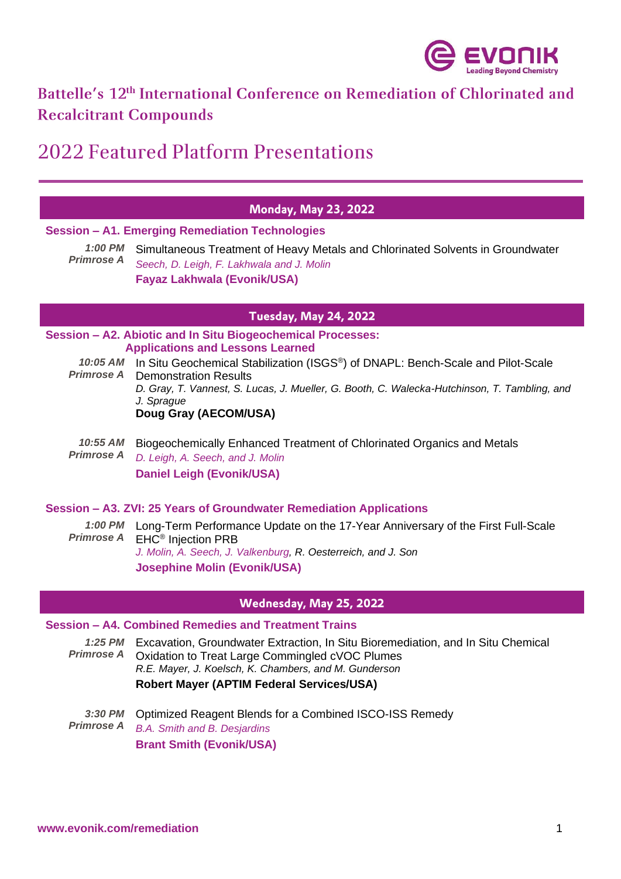# Battelle's 12th International Conference on Remediation of Chlorinated and Recalcitrant Compounds

## 2022 Featured Platform Presentations

### Monday, May 23, 2022

**Session – A1. Emerging Remediation Technologies**

***1:00 PM***
***Primrose A***
Simultaneous Treatment of Heavy Metals and Chlorinated Solvents in Groundwater
*Seech, D. Leigh, F. Lakhwala and J. Molin*
**Fayaz Lakhwala (Evonik/USA)**

### Tuesday, May 24, 2022

**Session – A2. Abiotic and In Situ Biogeochemical Processes: Applications and Lessons Learned**

***10:05 AM***
***Primrose A***
In Situ Geochemical Stabilization (ISGS®) of DNAPL: Bench-Scale and Pilot-Scale Demonstration Results
*D. Gray, T. Vannest, S. Lucas, J. Mueller, G. Booth, C. Walecka-Hutchinson, T. Tambling, and J. Sprague*
**Doug Gray (AECOM/USA)**

***10:55 AM***
***Primrose A***
Biogeochemically Enhanced Treatment of Chlorinated Organics and Metals
*D. Leigh, A. Seech, and J. Molin*
**Daniel Leigh (Evonik/USA)**

**Session – A3. ZVI: 25 Years of Groundwater Remediation Applications**

***1:00 PM***
***Primrose A***
Long-Term Performance Update on the 17-Year Anniversary of the First Full-Scale EHC® Injection PRB
*J. Molin, A. Seech, J. Valkenburg, R. Oesterreich, and J. Son*
**Josephine Molin (Evonik/USA)**

### Wednesday, May 25, 2022

**Session – A4. Combined Remedies and Treatment Trains**

***1:25 PM***
***Primrose A***
Excavation, Groundwater Extraction, In Situ Bioremediation, and In Situ Chemical Oxidation to Treat Large Commingled cVOC Plumes
*R.E. Mayer, J. Koelsch, K. Chambers, and M. Gunderson*
**Robert Mayer (APTIM Federal Services/USA)**

***3:30 PM***
***Primrose A***
Optimized Reagent Blends for a Combined ISCO-ISS Remedy
*B.A. Smith and B. Desjardins*
**Brant Smith (Evonik/USA)**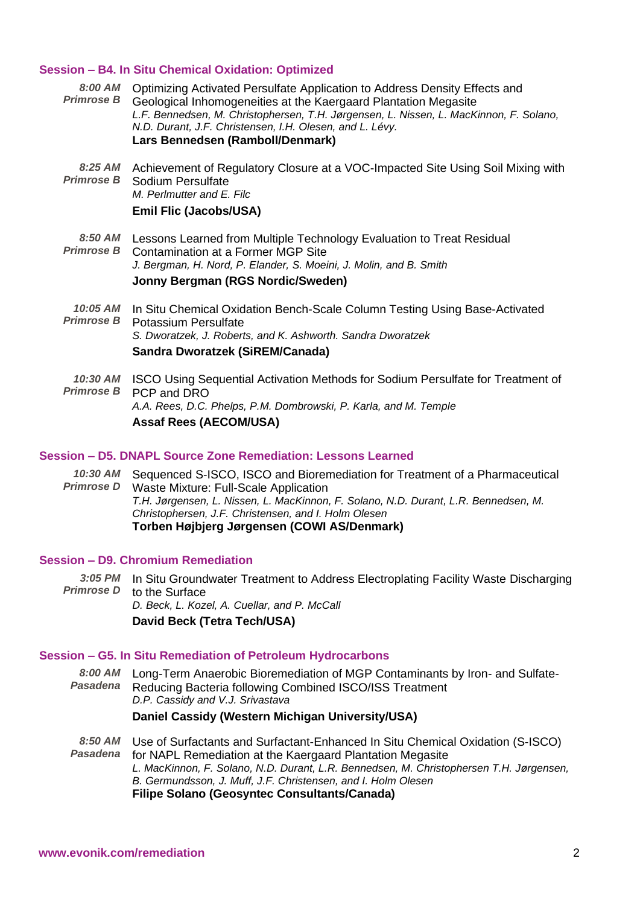## Session – B4. In Situ Chemical Oxidation: Optimized

***8:00 AM Primrose B*** Optimizing Activated Persulfate Application to Address Density Effects and Geological Inhomogeneities at the Kaergaard Plantation Megasite
*L.F. Bennedsen, M. Christophersen, T.H. Jørgensen, L. Nissen, L. MacKinnon, F. Solano, N.D. Durant, J.F. Christensen, I.H. Olesen, and L. Lévy.*
**Lars Bennedsen (Ramboll/Denmark)**

***8:25 AM Primrose B*** Achievement of Regulatory Closure at a VOC-Impacted Site Using Soil Mixing with Sodium Persulfate
*M. Perlmutter and E. Filc*
**Emil Flic (Jacobs/USA)**

***8:50 AM Primrose B*** Lessons Learned from Multiple Technology Evaluation to Treat Residual Contamination at a Former MGP Site
*J. Bergman, H. Nord, P. Elander, S. Moeini, J. Molin, and B. Smith*
**Jonny Bergman (RGS Nordic/Sweden)**

***10:05 AM Primrose B*** In Situ Chemical Oxidation Bench-Scale Column Testing Using Base-Activated Potassium Persulfate
*S. Dworatzek, J. Roberts, and K. Ashworth. Sandra Dworatzek*
**Sandra Dworatzek (SiREM/Canada)**

***10:30 AM Primrose B*** ISCO Using Sequential Activation Methods for Sodium Persulfate for Treatment of PCP and DRO
*A.A. Rees, D.C. Phelps, P.M. Dombrowski, P. Karla, and M. Temple*
**Assaf Rees (AECOM/USA)**

## Session – D5. DNAPL Source Zone Remediation: Lessons Learned

***10:30 AM Primrose D*** Sequenced S-ISCO, ISCO and Bioremediation for Treatment of a Pharmaceutical Waste Mixture: Full-Scale Application
*T.H. Jørgensen, L. Nissen, L. MacKinnon, F. Solano, N.D. Durant, L.R. Bennedsen, M. Christophersen, J.F. Christensen, and I. Holm Olesen*
**Torben Højbjerg Jørgensen (COWI AS/Denmark)**

## Session – D9. Chromium Remediation

***3:05 PM Primrose D*** In Situ Groundwater Treatment to Address Electroplating Facility Waste Discharging to the Surface
*D. Beck, L. Kozel, A. Cuellar, and P. McCall*
**David Beck (Tetra Tech/USA)**

## Session – G5. In Situ Remediation of Petroleum Hydrocarbons

***8:00 AM Pasadena*** Long-Term Anaerobic Bioremediation of MGP Contaminants by Iron- and Sulfate-Reducing Bacteria following Combined ISCO/ISS Treatment
*D.P. Cassidy and V.J. Srivastava*
**Daniel Cassidy (Western Michigan University/USA)**

***8:50 AM Pasadena*** Use of Surfactants and Surfactant-Enhanced In Situ Chemical Oxidation (S-ISCO) for NAPL Remediation at the Kaergaard Plantation Megasite
*L. MacKinnon, F. Solano, N.D. Durant, L.R. Bennedsen, M. Christophersen T.H. Jørgensen, B. Germundsson, J. Muff, J.F. Christensen, and I. Holm Olesen*
**Filipe Solano (Geosyntec Consultants/Canada)**

www.evonik.com/remediation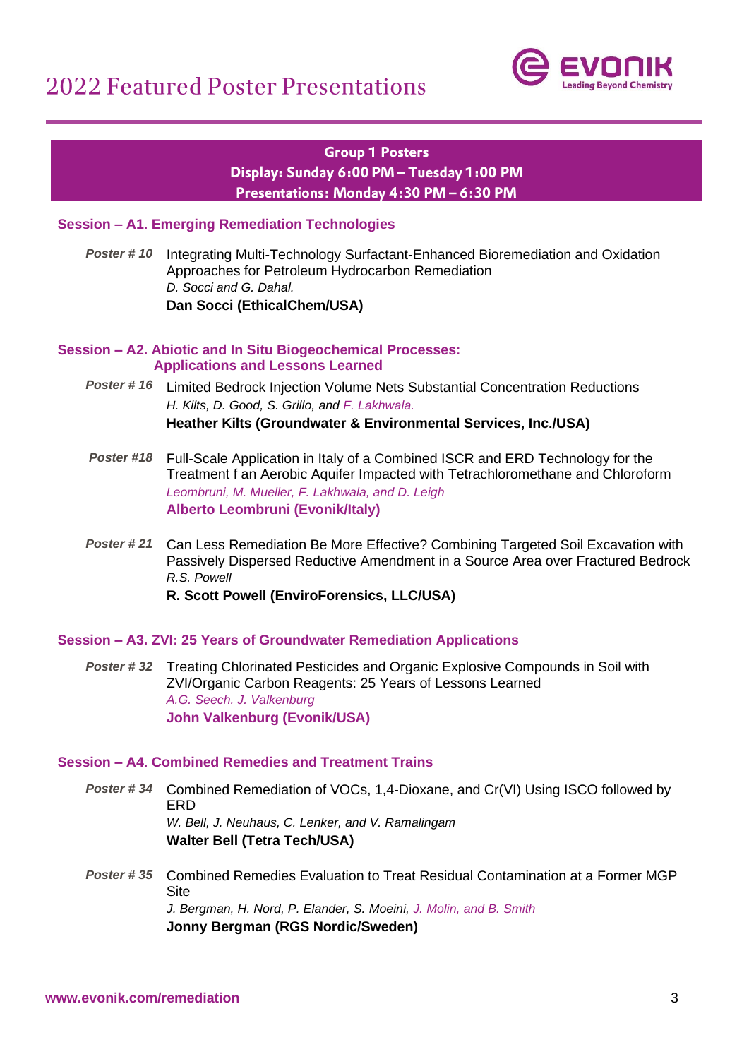# 2022 Featured Poster Presentations

## Group 1 Posters
**Display: Sunday 6:00 PM – Tuesday 1:00 PM**
**Presentations: Monday 4:30 PM – 6:30 PM**

### Session – A1. Emerging Remediation Technologies

***Poster # 10*** Integrating Multi-Technology Surfactant-Enhanced Bioremediation and Oxidation Approaches for Petroleum Hydrocarbon Remediation
*D. Socci and G. Dahal.*
**Dan Socci (EthicalChem/USA)**

### Session – A2. Abiotic and In Situ Biogeochemical Processes: Applications and Lessons Learned

***Poster # 16*** Limited Bedrock Injection Volume Nets Substantial Concentration Reductions
*H. Kilts, D. Good, S. Grillo, and F. Lakhwala.*
**Heather Kilts (Groundwater & Environmental Services, Inc./USA)**

***Poster #18*** Full-Scale Application in Italy of a Combined ISCR and ERD Technology for the Treatment f an Aerobic Aquifer Impacted with Tetrachloromethane and Chloroform
*Leombruni, M. Mueller, F. Lakhwala, and D. Leigh*
**Alberto Leombruni (Evonik/Italy)**

***Poster # 21*** Can Less Remediation Be More Effective? Combining Targeted Soil Excavation with Passively Dispersed Reductive Amendment in a Source Area over Fractured Bedrock
*R.S. Powell*
**R. Scott Powell (EnviroForensics, LLC/USA)**

### Session – A3. ZVI: 25 Years of Groundwater Remediation Applications

***Poster # 32*** Treating Chlorinated Pesticides and Organic Explosive Compounds in Soil with ZVI/Organic Carbon Reagents: 25 Years of Lessons Learned
*A.G. Seech. J. Valkenburg*
**John Valkenburg (Evonik/USA)**

### Session – A4. Combined Remedies and Treatment Trains

***Poster # 34*** Combined Remediation of VOCs, 1,4-Dioxane, and Cr(VI) Using ISCO followed by ERD
*W. Bell, J. Neuhaus, C. Lenker, and V. Ramalingam*
**Walter Bell (Tetra Tech/USA)**

***Poster # 35*** Combined Remedies Evaluation to Treat Residual Contamination at a Former MGP Site
*J. Bergman, H. Nord, P. Elander, S. Moeini, J. Molin, and B. Smith*
**Jonny Bergman (RGS Nordic/Sweden)**

www.evonik.com/remediation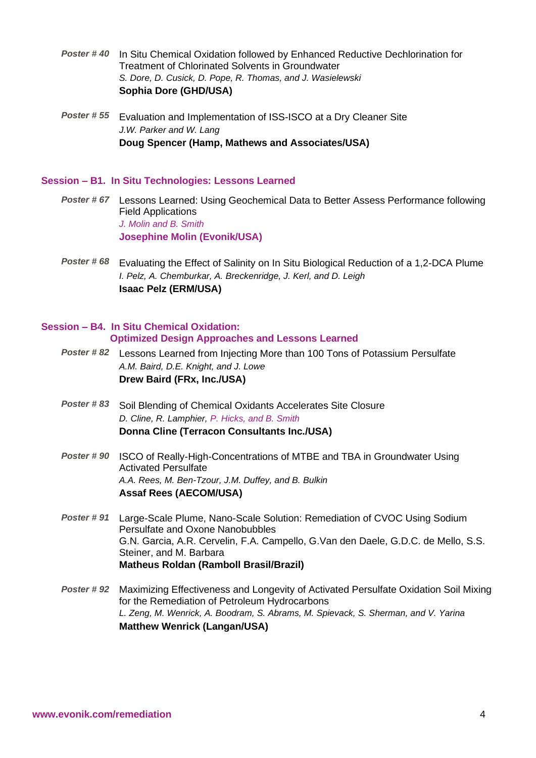*Poster # 40* In Situ Chemical Oxidation followed by Enhanced Reductive Dechlorination for Treatment of Chlorinated Solvents in Groundwater
*S. Dore, D. Cusick, D. Pope, R. Thomas, and J. Wasielewski*
**Sophia Dore (GHD/USA)**

*Poster # 55* Evaluation and Implementation of ISS-ISCO at a Dry Cleaner Site
*J.W. Parker and W. Lang*
**Doug Spencer (Hamp, Mathews and Associates/USA)**

## Session – B1. In Situ Technologies: Lessons Learned

*Poster # 67* Lessons Learned: Using Geochemical Data to Better Assess Performance following Field Applications
*J. Molin and B. Smith*
**Josephine Molin (Evonik/USA)**

*Poster # 68* Evaluating the Effect of Salinity on In Situ Biological Reduction of a 1,2-DCA Plume
*I. Pelz, A. Chemburkar, A. Breckenridge, J. Kerl, and D. Leigh*
**Isaac Pelz (ERM/USA)**

## Session – B4. In Situ Chemical Oxidation: Optimized Design Approaches and Lessons Learned

*Poster # 82* Lessons Learned from Injecting More than 100 Tons of Potassium Persulfate
*A.M. Baird, D.E. Knight, and J. Lowe*
**Drew Baird (FRx, Inc./USA)**

*Poster # 83* Soil Blending of Chemical Oxidants Accelerates Site Closure
*D. Cline, R. Lamphier, P. Hicks, and B. Smith*
**Donna Cline (Terracon Consultants Inc./USA)**

*Poster # 90* ISCO of Really-High-Concentrations of MTBE and TBA in Groundwater Using Activated Persulfate
*A.A. Rees, M. Ben-Tzour, J.M. Duffey, and B. Bulkin*
**Assaf Rees (AECOM/USA)**

*Poster # 91* Large-Scale Plume, Nano-Scale Solution: Remediation of CVOC Using Sodium Persulfate and Oxone Nanobubbles
G.N. Garcia, A.R. Cervelin, F.A. Campello, G.Van den Daele, G.D.C. de Mello, S.S. Steiner, and M. Barbara
**Matheus Roldan (Ramboll Brasil/Brazil)**

*Poster # 92* Maximizing Effectiveness and Longevity of Activated Persulfate Oxidation Soil Mixing for the Remediation of Petroleum Hydrocarbons
*L. Zeng, M. Wenrick, A. Boodram, S. Abrams, M. Spievack, S. Sherman, and V. Yarina*
**Matthew Wenrick (Langan/USA)**

www.evonik.com/remediation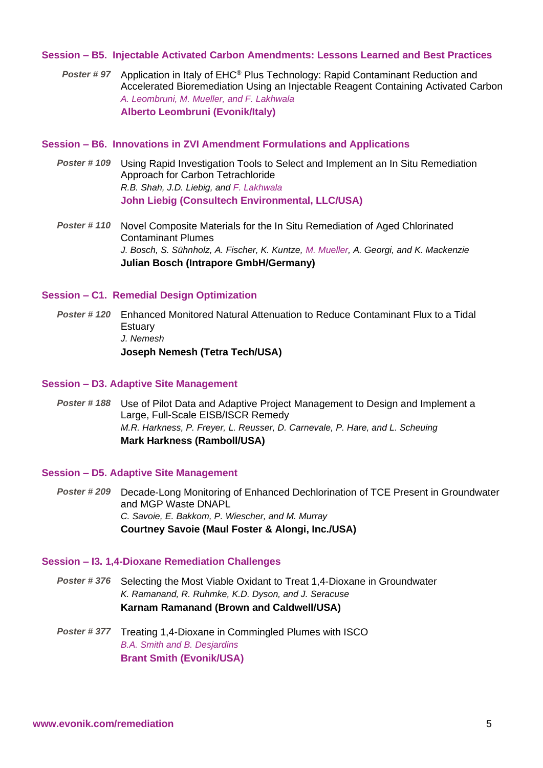### Session – B5. Injectable Activated Carbon Amendments: Lessons Learned and Best Practices

***Poster # 97*** Application in Italy of EHC® Plus Technology: Rapid Contaminant Reduction and Accelerated Bioremediation Using an Injectable Reagent Containing Activated Carbon
*A. Leombruni, M. Mueller, and F. Lakhwala*
**Alberto Leombruni (Evonik/Italy)**

### Session – B6. Innovations in ZVI Amendment Formulations and Applications

***Poster # 109*** Using Rapid Investigation Tools to Select and Implement an In Situ Remediation Approach for Carbon Tetrachloride
*R.B. Shah, J.D. Liebig, and F. Lakhwala*
**John Liebig (Consultech Environmental, LLC/USA)**

***Poster # 110*** Novel Composite Materials for the In Situ Remediation of Aged Chlorinated Contaminant Plumes
*J. Bosch, S. Sühnholz, A. Fischer, K. Kuntze, M. Mueller, A. Georgi, and K. Mackenzie*
**Julian Bosch (Intrapore GmbH/Germany)**

### Session – C1. Remedial Design Optimization

***Poster # 120*** Enhanced Monitored Natural Attenuation to Reduce Contaminant Flux to a Tidal Estuary
*J. Nemesh*
**Joseph Nemesh (Tetra Tech/USA)**

### Session – D3. Adaptive Site Management

***Poster # 188*** Use of Pilot Data and Adaptive Project Management to Design and Implement a Large, Full-Scale EISB/ISCR Remedy
*M.R. Harkness, P. Freyer, L. Reusser, D. Carnevale, P. Hare, and L. Scheuing*
**Mark Harkness (Ramboll/USA)**

### Session – D5. Adaptive Site Management

***Poster # 209*** Decade-Long Monitoring of Enhanced Dechlorination of TCE Present in Groundwater and MGP Waste DNAPL
*C. Savoie, E. Bakkom, P. Wiescher, and M. Murray*
**Courtney Savoie (Maul Foster & Alongi, Inc./USA)**

### Session – I3. 1,4-Dioxane Remediation Challenges

***Poster # 376*** Selecting the Most Viable Oxidant to Treat 1,4-Dioxane in Groundwater
*K. Ramanand, R. Ruhmke, K.D. Dyson, and J. Seracuse*
**Karnam Ramanand (Brown and Caldwell/USA)**

***Poster # 377*** Treating 1,4-Dioxane in Commingled Plumes with ISCO
*B.A. Smith and B. Desjardins*
**Brant Smith (Evonik/USA)**

www.evonik.com/remediation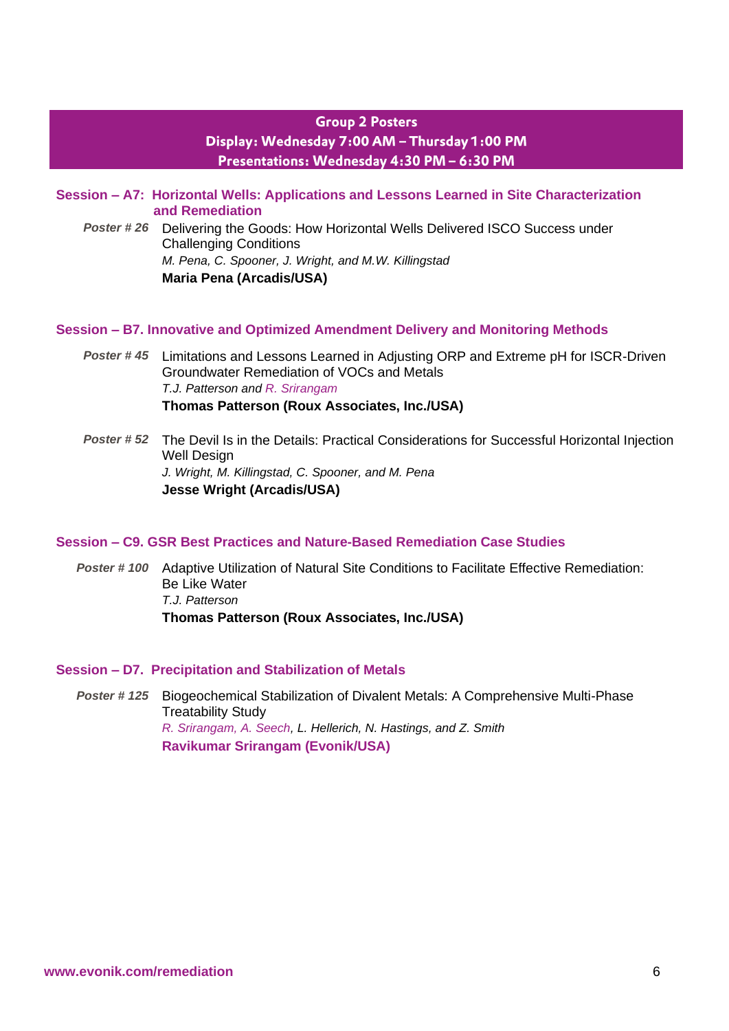## Group 2 Posters

**Display: Wednesday 7:00 AM – Thursday 1:00 PM**

**Presentations: Wednesday 4:30 PM – 6:30 PM**

### Session – A7: Horizontal Wells: Applications and Lessons Learned in Site Characterization and Remediation

***Poster # 26*** Delivering the Goods: How Horizontal Wells Delivered ISCO Success under Challenging Conditions
*M. Pena, C. Spooner, J. Wright, and M.W. Killingstad*
**Maria Pena (Arcadis/USA)**

### Session – B7. Innovative and Optimized Amendment Delivery and Monitoring Methods

***Poster # 45*** Limitations and Lessons Learned in Adjusting ORP and Extreme pH for ISCR-Driven Groundwater Remediation of VOCs and Metals
*T.J. Patterson and R. Srirangam*
**Thomas Patterson (Roux Associates, Inc./USA)**

***Poster # 52*** The Devil Is in the Details: Practical Considerations for Successful Horizontal Injection Well Design
*J. Wright, M. Killingstad, C. Spooner, and M. Pena*
**Jesse Wright (Arcadis/USA)**

### Session – C9. GSR Best Practices and Nature-Based Remediation Case Studies

***Poster # 100*** Adaptive Utilization of Natural Site Conditions to Facilitate Effective Remediation: Be Like Water
*T.J. Patterson*
**Thomas Patterson (Roux Associates, Inc./USA)**

### Session – D7. Precipitation and Stabilization of Metals

***Poster # 125*** Biogeochemical Stabilization of Divalent Metals: A Comprehensive Multi-Phase Treatability Study
*R. Srirangam, A. Seech, L. Hellerich, N. Hastings, and Z. Smith*
**Ravikumar Srirangam (Evonik/USA)**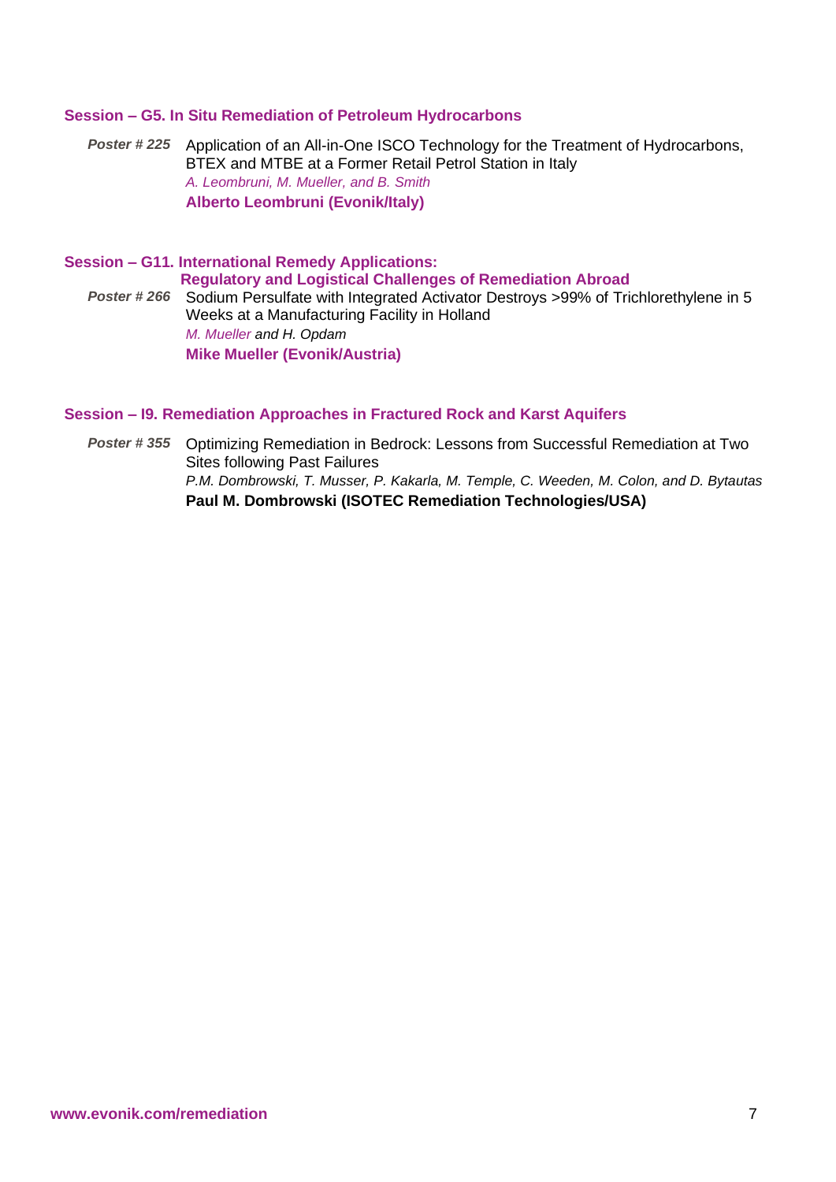### Session – G5. In Situ Remediation of Petroleum Hydrocarbons

***Poster # 225*** Application of an All-in-One ISCO Technology for the Treatment of Hydrocarbons, BTEX and MTBE at a Former Retail Petrol Station in Italy
*A. Leombruni, M. Mueller, and B. Smith*
**Alberto Leombruni (Evonik/Italy)**

### Session – G11. International Remedy Applications: Regulatory and Logistical Challenges of Remediation Abroad

***Poster # 266*** Sodium Persulfate with Integrated Activator Destroys >99% of Trichlorethylene in 5 Weeks at a Manufacturing Facility in Holland
*M. Mueller and H. Opdam*
**Mike Mueller (Evonik/Austria)**

### Session – I9. Remediation Approaches in Fractured Rock and Karst Aquifers

***Poster # 355*** Optimizing Remediation in Bedrock: Lessons from Successful Remediation at Two Sites following Past Failures
*P.M. Dombrowski, T. Musser, P. Kakarla, M. Temple, C. Weeden, M. Colon, and D. Bytautas*
**Paul M. Dombrowski (ISOTEC Remediation Technologies/USA)**

www.evonik.com/remediation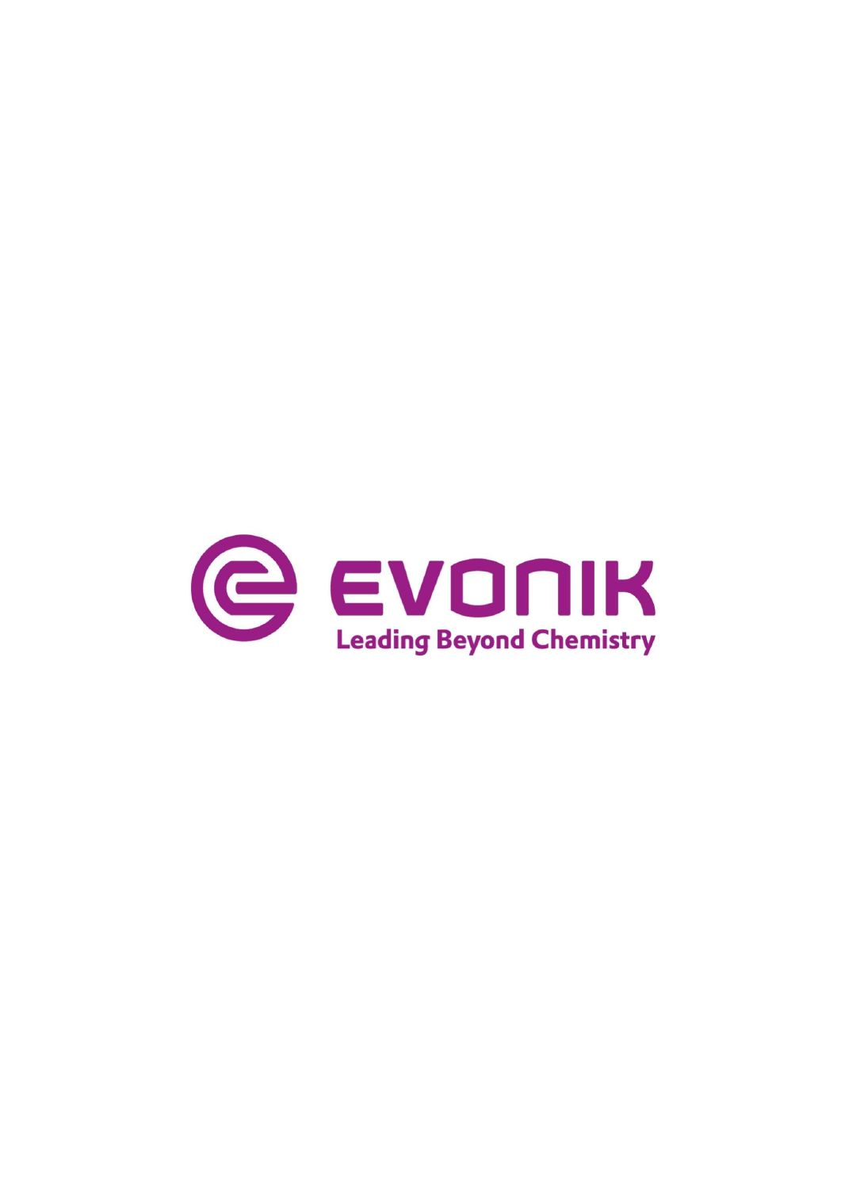EVONIK

Leading Beyond Chemistry